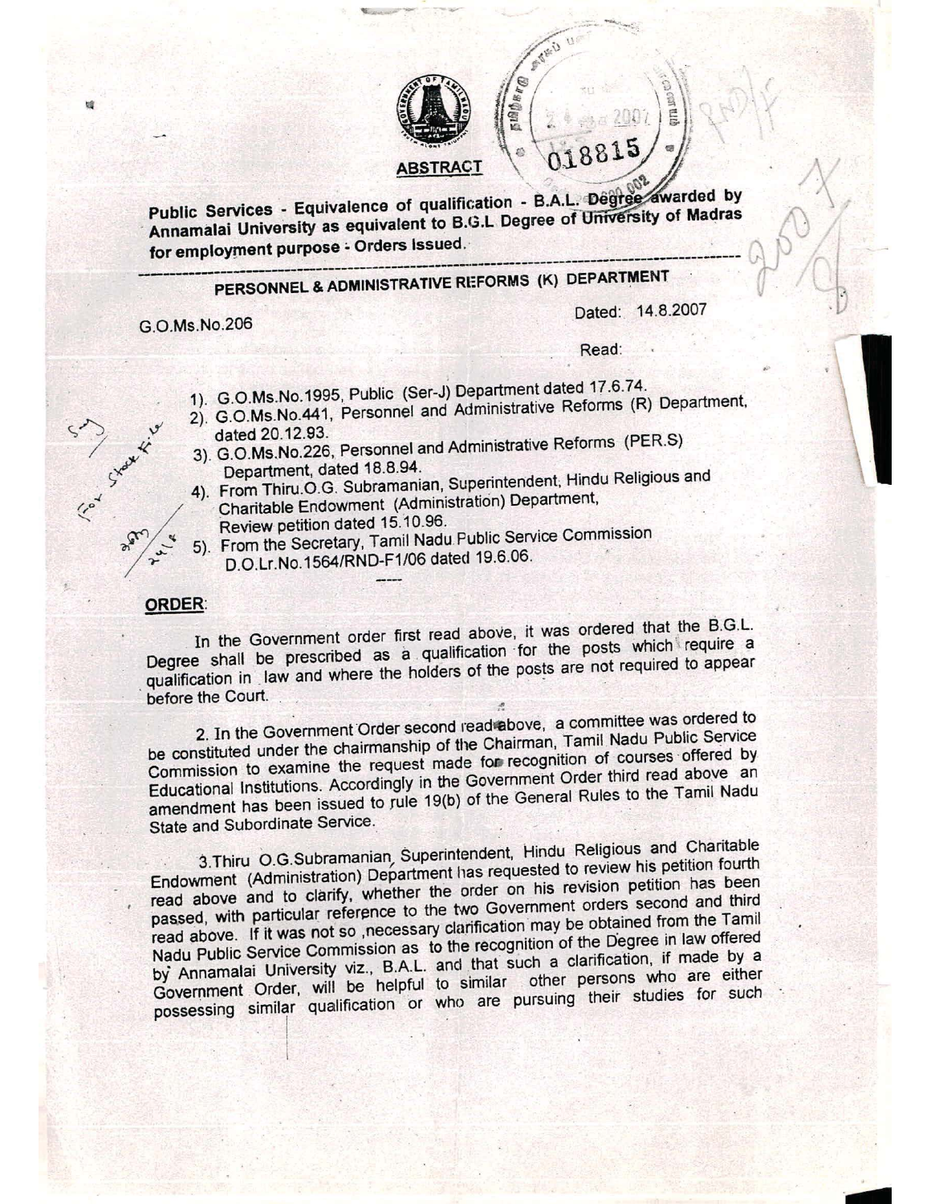## ABSTRACT

**Public Services - Equivalence of qualification - B.A.L. Degree awarded by Annamalai University as equivalent to B.G.L Degree of University of Madras for employment purpose - Orders Issued.**

---

### PERSONNEL & ADMINISTRATIVE REFORMS (K) DEPARTMENT

G.O.Ms.No.206 Dated: 14.8.2007

Read:

1). G.O.Ms.No.1995, Public (Ser-J) Department dated 17.6.74.
2). G.O.Ms.No.441, Personnel and Administrative Reforms (R) Department, dated 20.12.93.
3). G.O.Ms.No.226, Personnel and Administrative Reforms (PER.S) Department, dated 18.8.94.
4). From Thiru.O.G. Subramanian, Superintendent, Hindu Religious and Charitable Endowment (Administration) Department, Review petition dated 15.10.96.
5). From the Secretary, Tamil Nadu Public Service Commission D.O.Lr.No.1564/RND-F1/06 dated 19.6.06.

-----

**ORDER:**

In the Government order first read above, it was ordered that the B.G.L. Degree shall be prescribed as a qualification for the posts which require a qualification in law and where the holders of the posts are not required to appear before the Court.

2. In the Government Order second read above, a committee was ordered to be constituted under the chairmanship of the Chairman, Tamil Nadu Public Service Commission to examine the request made for recognition of courses offered by Educational Institutions. Accordingly in the Government Order third read above an amendment has been issued to rule 19(b) of the General Rules to the Tamil Nadu State and Subordinate Service.

3.Thiru O.G.Subramanian, Superintendent, Hindu Religious and Charitable Endowment (Administration) Department has requested to review his petition fourth read above and to clarify, whether the order on his revision petition has been passed, with particular reference to the two Government orders second and third read above. If it was not so ,necessary clarification may be obtained from the Tamil Nadu Public Service Commission as to the recognition of the Degree in law offered by Annamalai University viz., B.A.L. and that such a clarification, if made by a Government Order, will be helpful to similar other persons who are either possessing similar qualification or who are pursuing their studies for such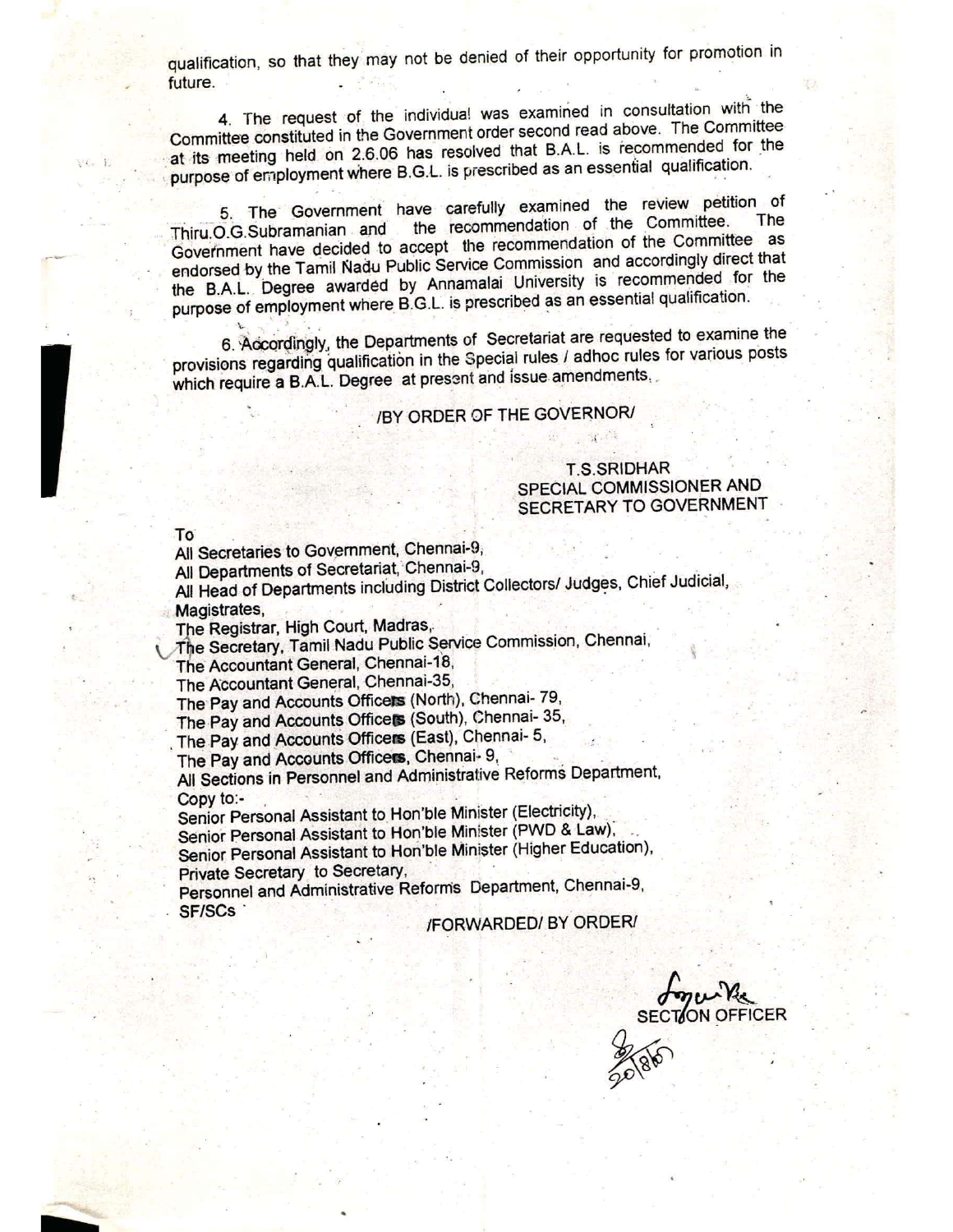qualification, so that they may not be denied of their opportunity for promotion in future.

4. The request of the individual was examined in consultation with the Committee constituted in the Government order second read above. The Committee at its meeting held on 2.6.06 has resolved that B.A.L. is recommended for the purpose of employment where B.G.L. is prescribed as an essential qualification.

5. The Government have carefully examined the review petition of Thiru.O.G.Subramanian and the recommendation of the Committee. The Government have decided to accept the recommendation of the Committee as endorsed by the Tamil Nadu Public Service Commission and accordingly direct that the B.A.L. Degree awarded by Annamalai University is recommended for the purpose of employment where B.G.L. is prescribed as an essential qualification.

6. Accordingly, the Departments of Secretariat are requested to examine the provisions regarding qualification in the Special rules / adhoc rules for various posts which require a B.A.L. Degree at present and issue amendments.

/BY ORDER OF THE GOVERNOR/

T.S.SRIDHAR
SPECIAL COMMISSIONER AND
SECRETARY TO GOVERNMENT

To
All Secretaries to Government, Chennai-9,
All Departments of Secretariat, Chennai-9,
All Head of Departments including District Collectors/ Judges, Chief Judicial, Magistrates,
The Registrar, High Court, Madras,
The Secretary, Tamil Nadu Public Service Commission, Chennai,
The Accountant General, Chennai-18,
The Accountant General, Chennai-35,
The Pay and Accounts Officers (North), Chennai- 79,
The Pay and Accounts Officers (South), Chennai- 35,
The Pay and Accounts Officers (East), Chennai- 5,
The Pay and Accounts Officers, Chennai- 9,
All Sections in Personnel and Administrative Reforms Department,
Copy to:-
Senior Personal Assistant to Hon'ble Minister (Electricity),
Senior Personal Assistant to Hon'ble Minister (PWD & Law),
Senior Personal Assistant to Hon'ble Minister (Higher Education),
Private Secretary to Secretary,
Personnel and Administrative Reforms Department, Chennai-9,
SF/SCs

/FORWARDED/ BY ORDER/

SECTION OFFICER
20/8/06